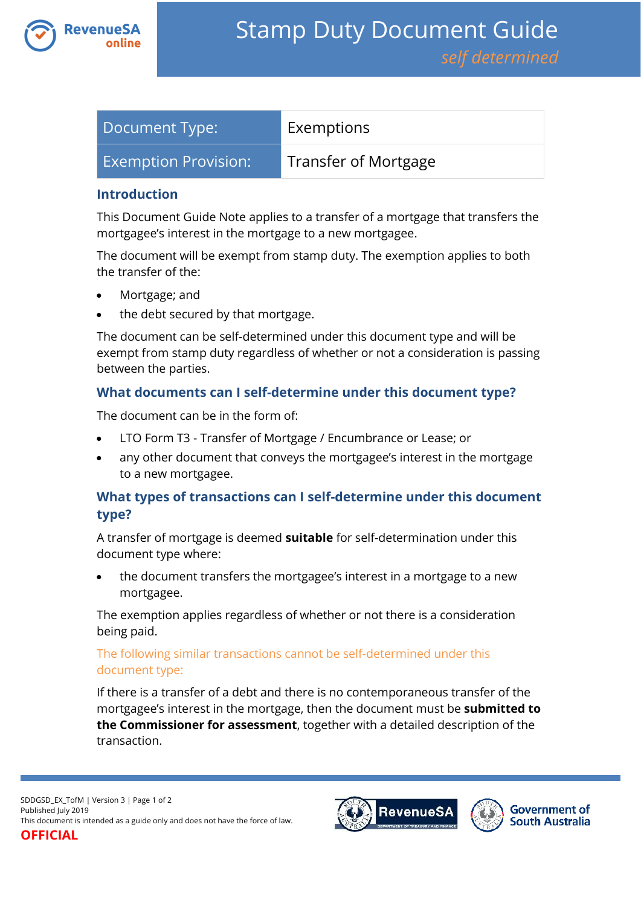# Stamp Duty Document Guide

*self determined*

| Document Type: | Exemptions |
|---|---|
| Exemption Provision: | Transfer of Mortgage |

## Introduction

This Document Guide Note applies to a transfer of a mortgage that transfers the mortgagee's interest in the mortgage to a new mortgagee.

The document will be exempt from stamp duty. The exemption applies to both the transfer of the:

- Mortgage; and
- the debt secured by that mortgage.

The document can be self-determined under this document type and will be exempt from stamp duty regardless of whether or not a consideration is passing between the parties.

## What documents can I self-determine under this document type?

The document can be in the form of:

- LTO Form T3 - Transfer of Mortgage / Encumbrance or Lease; or
- any other document that conveys the mortgagee's interest in the mortgage to a new mortgagee.

## What types of transactions can I self-determine under this document type?

A transfer of mortgage is deemed **suitable** for self-determination under this document type where:

- the document transfers the mortgagee's interest in a mortgage to a new mortgagee.

The exemption applies regardless of whether or not there is a consideration being paid.

### The following similar transactions cannot be self-determined under this document type:

If there is a transfer of a debt and there is no contemporaneous transfer of the mortgagee's interest in the mortgage, then the document must be **submitted to the Commissioner for assessment**, together with a detailed description of the transaction.

SDDGSD_EX_TofM | Version 3
Published July 2019
This document is intended as a guide only and does not have the force of law.

**OFFICIAL**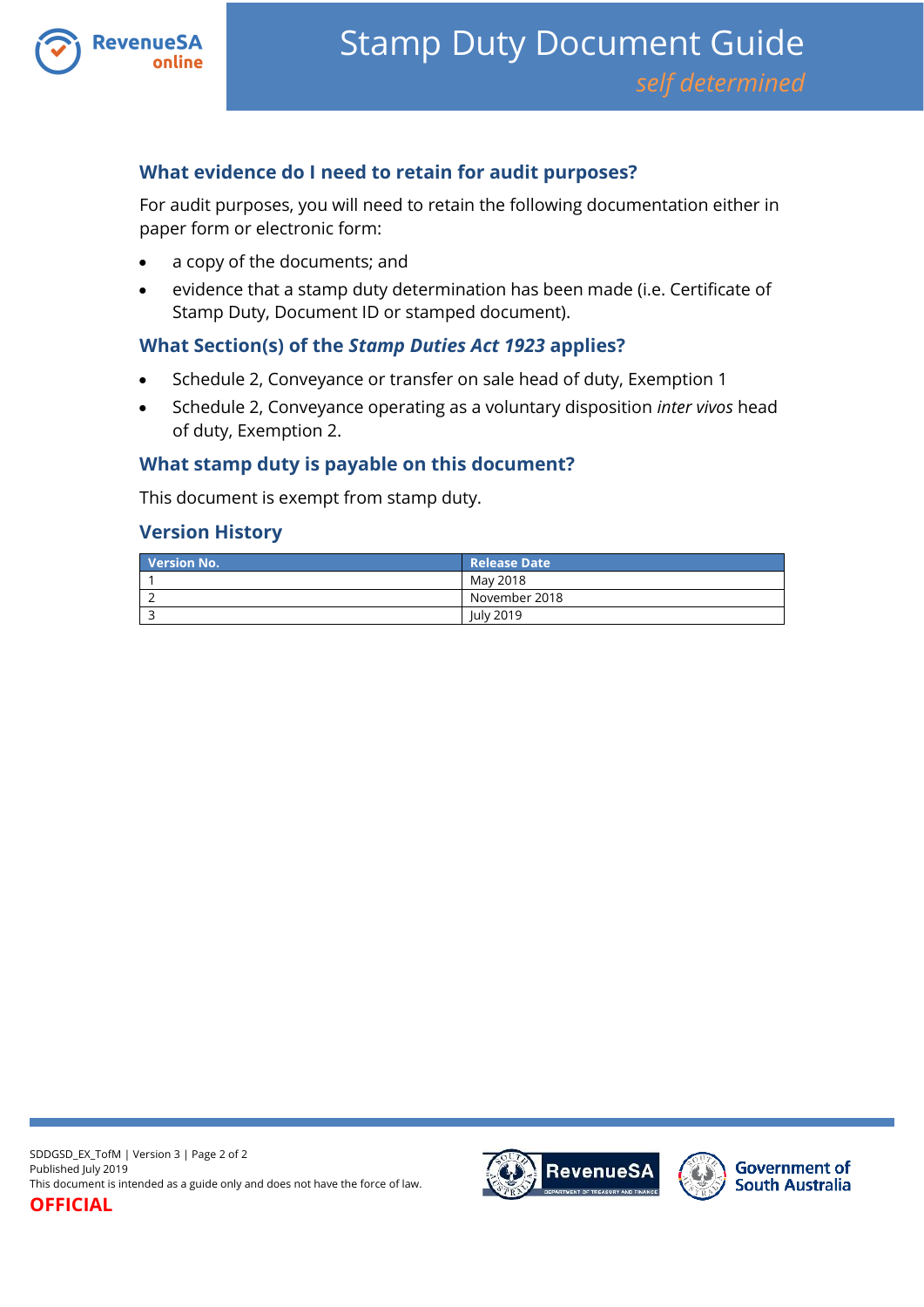## What evidence do I need to retain for audit purposes?

For audit purposes, you will need to retain the following documentation either in paper form or electronic form:

- a copy of the documents; and
- evidence that a stamp duty determination has been made (i.e. Certificate of Stamp Duty, Document ID or stamped document).

## What Section(s) of the *Stamp Duties Act 1923* applies?

- Schedule 2, Conveyance or transfer on sale head of duty, Exemption 1
- Schedule 2, Conveyance operating as a voluntary disposition *inter vivos* head of duty, Exemption 2.

## What stamp duty is payable on this document?

This document is exempt from stamp duty.

## Version History

| Version No. | Release Date |
|---|---|
| 1 | May 2018 |
| 2 | November 2018 |
| 3 | July 2019 |

SDDGSD_EX_TofM | Version 3
Published July 2019
This document is intended as a guide only and does not have the force of law.
**OFFICIAL**